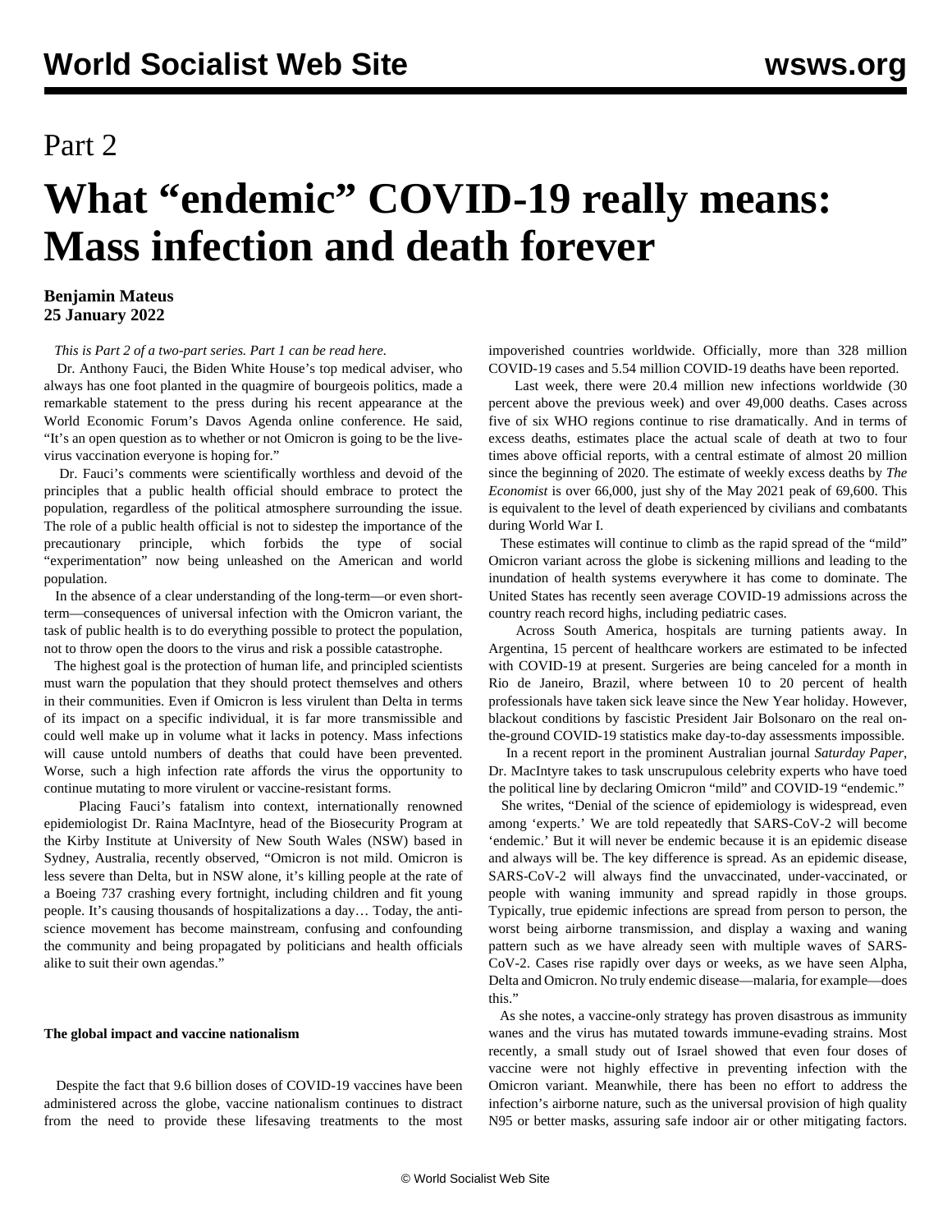Part 2

# What "endemic" COVID-19 really means: Mass infection and death forever

**Benjamin Mateus**
**25 January 2022**

*This is Part 2 of a two-part series. Part 1 can be read here.*

Dr. Anthony Fauci, the Biden White House's top medical adviser, who always has one foot planted in the quagmire of bourgeois politics, made a remarkable statement to the press during his recent appearance at the World Economic Forum's Davos Agenda online conference. He said, "It's an open question as to whether or not Omicron is going to be the live-virus vaccination everyone is hoping for."

Dr. Fauci's comments were scientifically worthless and devoid of the principles that a public health official should embrace to protect the population, regardless of the political atmosphere surrounding the issue. The role of a public health official is not to sidestep the importance of the precautionary principle, which forbids the type of social "experimentation" now being unleashed on the American and world population.

In the absence of a clear understanding of the long-term—or even short-term—consequences of universal infection with the Omicron variant, the task of public health is to do everything possible to protect the population, not to throw open the doors to the virus and risk a possible catastrophe.

The highest goal is the protection of human life, and principled scientists must warn the population that they should protect themselves and others in their communities. Even if Omicron is less virulent than Delta in terms of its impact on a specific individual, it is far more transmissible and could well make up in volume what it lacks in potency. Mass infections will cause untold numbers of deaths that could have been prevented. Worse, such a high infection rate affords the virus the opportunity to continue mutating to more virulent or vaccine-resistant forms.

Placing Fauci's fatalism into context, internationally renowned epidemiologist Dr. Raina MacIntyre, head of the Biosecurity Program at the Kirby Institute at University of New South Wales (NSW) based in Sydney, Australia, recently observed, "Omicron is not mild. Omicron is less severe than Delta, but in NSW alone, it's killing people at the rate of a Boeing 737 crashing every fortnight, including children and fit young people. It's causing thousands of hospitalizations a day… Today, the anti-science movement has become mainstream, confusing and confounding the community and being propagated by politicians and health officials alike to suit their own agendas."

**The global impact and vaccine nationalism**

Despite the fact that 9.6 billion doses of COVID-19 vaccines have been administered across the globe, vaccine nationalism continues to distract from the need to provide these lifesaving treatments to the most impoverished countries worldwide. Officially, more than 328 million COVID-19 cases and 5.54 million COVID-19 deaths have been reported.

Last week, there were 20.4 million new infections worldwide (30 percent above the previous week) and over 49,000 deaths. Cases across five of six WHO regions continue to rise dramatically. And in terms of excess deaths, estimates place the actual scale of death at two to four times above official reports, with a central estimate of almost 20 million since the beginning of 2020. The estimate of weekly excess deaths by *The Economist* is over 66,000, just shy of the May 2021 peak of 69,600. This is equivalent to the level of death experienced by civilians and combatants during World War I.

These estimates will continue to climb as the rapid spread of the "mild" Omicron variant across the globe is sickening millions and leading to the inundation of health systems everywhere it has come to dominate. The United States has recently seen average COVID-19 admissions across the country reach record highs, including pediatric cases.

Across South America, hospitals are turning patients away. In Argentina, 15 percent of healthcare workers are estimated to be infected with COVID-19 at present. Surgeries are being canceled for a month in Rio de Janeiro, Brazil, where between 10 to 20 percent of health professionals have taken sick leave since the New Year holiday. However, blackout conditions by fascistic President Jair Bolsonaro on the real on-the-ground COVID-19 statistics make day-to-day assessments impossible.

In a recent report in the prominent Australian journal *Saturday Paper*, Dr. MacIntyre takes to task unscrupulous celebrity experts who have toed the political line by declaring Omicron "mild" and COVID-19 "endemic."

She writes, "Denial of the science of epidemiology is widespread, even among 'experts.' We are told repeatedly that SARS-CoV-2 will become 'endemic.' But it will never be endemic because it is an epidemic disease and always will be. The key difference is spread. As an epidemic disease, SARS-CoV-2 will always find the unvaccinated, under-vaccinated, or people with waning immunity and spread rapidly in those groups. Typically, true epidemic infections are spread from person to person, the worst being airborne transmission, and display a waxing and waning pattern such as we have already seen with multiple waves of SARS-CoV-2. Cases rise rapidly over days or weeks, as we have seen Alpha, Delta and Omicron. No truly endemic disease—malaria, for example—does this."

As she notes, a vaccine-only strategy has proven disastrous as immunity wanes and the virus has mutated towards immune-evading strains. Most recently, a small study out of Israel showed that even four doses of vaccine were not highly effective in preventing infection with the Omicron variant. Meanwhile, there has been no effort to address the infection's airborne nature, such as the universal provision of high quality N95 or better masks, assuring safe indoor air or other mitigating factors.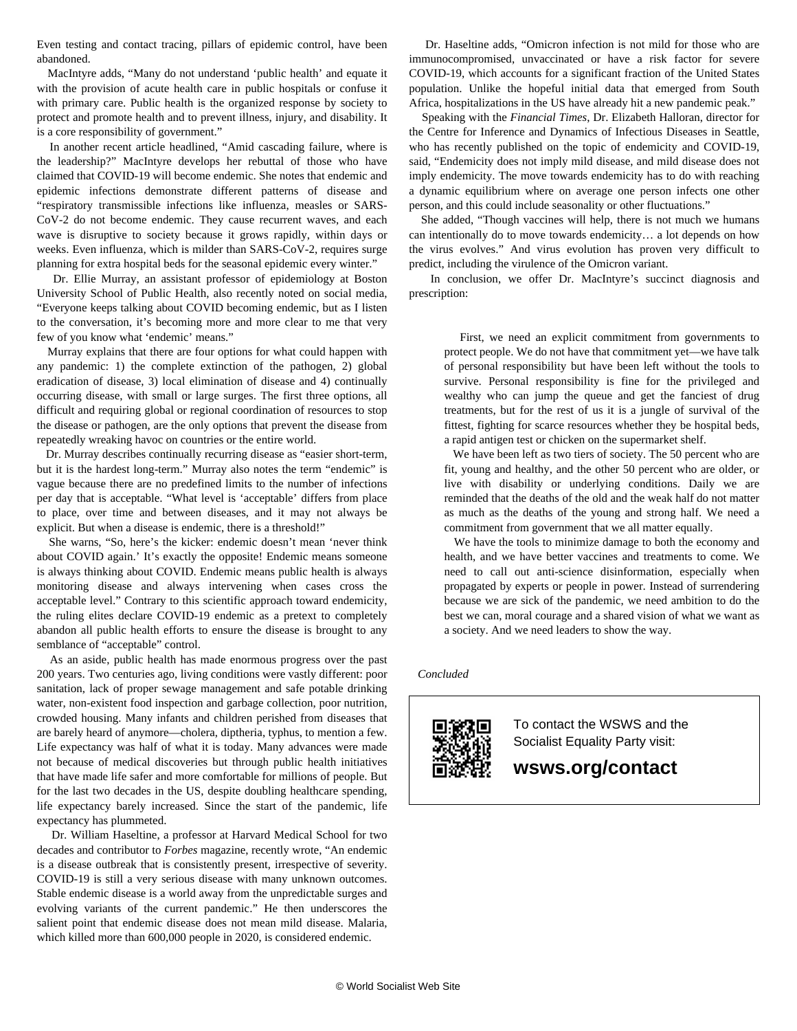Even testing and contact tracing, pillars of epidemic control, have been abandoned.

MacIntyre adds, "Many do not understand 'public health' and equate it with the provision of acute health care in public hospitals or confuse it with primary care. Public health is the organized response by society to protect and promote health and to prevent illness, injury, and disability. It is a core responsibility of government."

In another recent article headlined, "Amid cascading failure, where is the leadership?" MacIntyre develops her rebuttal of those who have claimed that COVID-19 will become endemic. She notes that endemic and epidemic infections demonstrate different patterns of disease and "respiratory transmissible infections like influenza, measles or SARS-CoV-2 do not become endemic. They cause recurrent waves, and each wave is disruptive to society because it grows rapidly, within days or weeks. Even influenza, which is milder than SARS-CoV-2, requires surge planning for extra hospital beds for the seasonal epidemic every winter."

Dr. Ellie Murray, an assistant professor of epidemiology at Boston University School of Public Health, also recently noted on social media, "Everyone keeps talking about COVID becoming endemic, but as I listen to the conversation, it's becoming more and more clear to me that very few of you know what 'endemic' means."

Murray explains that there are four options for what could happen with any pandemic: 1) the complete extinction of the pathogen, 2) global eradication of disease, 3) local elimination of disease and 4) continually occurring disease, with small or large surges. The first three options, all difficult and requiring global or regional coordination of resources to stop the disease or pathogen, are the only options that prevent the disease from repeatedly wreaking havoc on countries or the entire world.

Dr. Murray describes continually recurring disease as "easier short-term, but it is the hardest long-term." Murray also notes the term "endemic" is vague because there are no predefined limits to the number of infections per day that is acceptable. "What level is 'acceptable' differs from place to place, over time and between diseases, and it may not always be explicit. But when a disease is endemic, there is a threshold!"

She warns, "So, here's the kicker: endemic doesn't mean 'never think about COVID again.' It's exactly the opposite! Endemic means someone is always thinking about COVID. Endemic means public health is always monitoring disease and always intervening when cases cross the acceptable level." Contrary to this scientific approach toward endemicity, the ruling elites declare COVID-19 endemic as a pretext to completely abandon all public health efforts to ensure the disease is brought to any semblance of "acceptable" control.

As an aside, public health has made enormous progress over the past 200 years. Two centuries ago, living conditions were vastly different: poor sanitation, lack of proper sewage management and safe potable drinking water, non-existent food inspection and garbage collection, poor nutrition, crowded housing. Many infants and children perished from diseases that are barely heard of anymore—cholera, diptheria, typhus, to mention a few. Life expectancy was half of what it is today. Many advances were made not because of medical discoveries but through public health initiatives that have made life safer and more comfortable for millions of people. But for the last two decades in the US, despite doubling healthcare spending, life expectancy barely increased. Since the start of the pandemic, life expectancy has plummeted.

Dr. William Haseltine, a professor at Harvard Medical School for two decades and contributor to *Forbes* magazine, recently wrote, "An endemic is a disease outbreak that is consistently present, irrespective of severity. COVID-19 is still a very serious disease with many unknown outcomes. Stable endemic disease is a world away from the unpredictable surges and evolving variants of the current pandemic." He then underscores the salient point that endemic disease does not mean mild disease. Malaria, which killed more than 600,000 people in 2020, is considered endemic.

Dr. Haseltine adds, "Omicron infection is not mild for those who are immunocompromised, unvaccinated or have a risk factor for severe COVID-19, which accounts for a significant fraction of the United States population. Unlike the hopeful initial data that emerged from South Africa, hospitalizations in the US have already hit a new pandemic peak."

Speaking with the *Financial Times*, Dr. Elizabeth Halloran, director for the Centre for Inference and Dynamics of Infectious Diseases in Seattle, who has recently published on the topic of endemicity and COVID-19, said, "Endemicity does not imply mild disease, and mild disease does not imply endemicity. The move towards endemicity has to do with reaching a dynamic equilibrium where on average one person infects one other person, and this could include seasonality or other fluctuations."

She added, "Though vaccines will help, there is not much we humans can intentionally do to move towards endemicity… a lot depends on how the virus evolves." And virus evolution has proven very difficult to predict, including the virulence of the Omicron variant.

In conclusion, we offer Dr. MacIntyre's succinct diagnosis and prescription:

> First, we need an explicit commitment from governments to protect people. We do not have that commitment yet—we have talk of personal responsibility but have been left without the tools to survive. Personal responsibility is fine for the privileged and wealthy who can jump the queue and get the fanciest of drug treatments, but for the rest of us it is a jungle of survival of the fittest, fighting for scarce resources whether they be hospital beds, a rapid antigen test or chicken on the supermarket shelf.
>
> We have been left as two tiers of society. The 50 percent who are fit, young and healthy, and the other 50 percent who are older, or live with disability or underlying conditions. Daily we are reminded that the deaths of the old and the weak half do not matter as much as the deaths of the young and strong half. We need a commitment from government that we all matter equally.
>
> We have the tools to minimize damage to both the economy and health, and we have better vaccines and treatments to come. We need to call out anti-science disinformation, especially when propagated by experts or people in power. Instead of surrendering because we are sick of the pandemic, we need ambition to do the best we can, moral courage and a shared vision of what we want as a society. And we need leaders to show the way.

*Concluded*

To contact the WSWS and the Socialist Equality Party visit:

**wsws.org/contact**